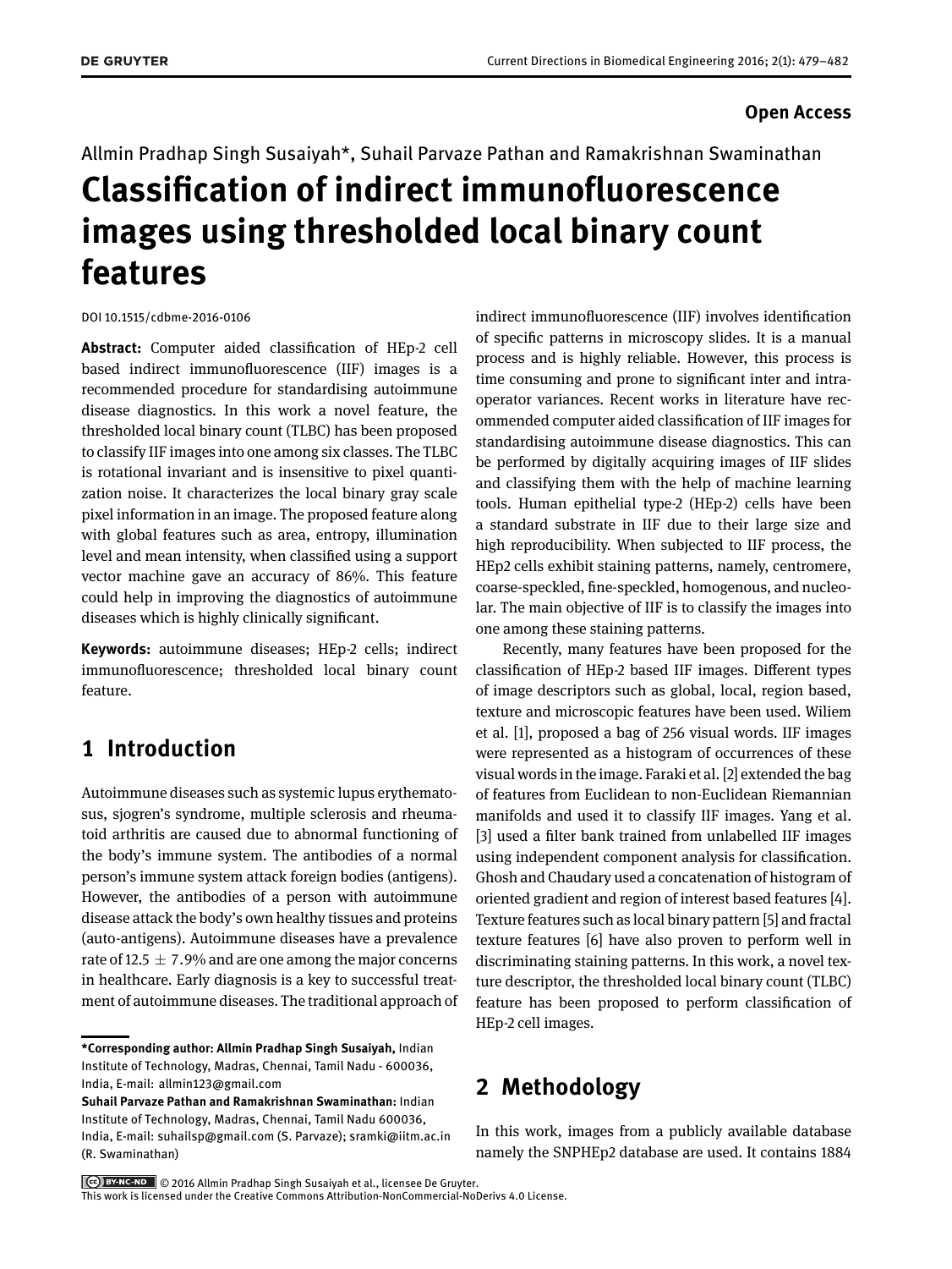**Open Access**

Allmin Pradhap Singh Susaiyah*, Suhail Parvaze Pathan and Ramakrishnan Swaminathan

# Classification of indirect immunofluorescence images using thresholded local binary count features

DOI 10.1515/cdbme-2016-0106

**Abstract:** Computer aided classification of HEp-2 cell based indirect immunofluorescence (IIF) images is a recommended procedure for standardising autoimmune disease diagnostics. In this work a novel feature, the thresholded local binary count (TLBC) has been proposed to classify IIF images into one among six classes. The TLBC is rotational invariant and is insensitive to pixel quantization noise. It characterizes the local binary gray scale pixel information in an image. The proposed feature along with global features such as area, entropy, illumination level and mean intensity, when classified using a support vector machine gave an accuracy of 86%. This feature could help in improving the diagnostics of autoimmune diseases which is highly clinically significant.

**Keywords:** autoimmune diseases; HEp-2 cells; indirect immunofluorescence; thresholded local binary count feature.

## 1 Introduction

Autoimmune diseases such as systemic lupus erythematosus, sjogren's syndrome, multiple sclerosis and rheumatoid arthritis are caused due to abnormal functioning of the body's immune system. The antibodies of a normal person's immune system attack foreign bodies (antigens). However, the antibodies of a person with autoimmune disease attack the body's own healthy tissues and proteins (auto-antigens). Autoimmune diseases have a prevalence rate of $12.5 \pm 7.9\%$ and are one among the major concerns in healthcare. Early diagnosis is a key to successful treatment of autoimmune diseases. The traditional approach of indirect immunofluorescence (IIF) involves identification of specific patterns in microscopy slides. It is a manual process and is highly reliable. However, this process is time consuming and prone to significant inter and intra-operator variances. Recent works in literature have recommended computer aided classification of IIF images for standardising autoimmune disease diagnostics. This can be performed by digitally acquiring images of IIF slides and classifying them with the help of machine learning tools. Human epithelial type-2 (HEp-2) cells have been a standard substrate in IIF due to their large size and high reproducibility. When subjected to IIF process, the HEp2 cells exhibit staining patterns, namely, centromere, coarse-speckled, fine-speckled, homogenous, and nucleolar. The main objective of IIF is to classify the images into one among these staining patterns.

Recently, many features have been proposed for the classification of HEp-2 based IIF images. Different types of image descriptors such as global, local, region based, texture and microscopic features have been used. Wiliem et al. [1], proposed a bag of 256 visual words. IIF images were represented as a histogram of occurrences of these visual words in the image. Faraki et al. [2] extended the bag of features from Euclidean to non-Euclidean Riemannian manifolds and used it to classify IIF images. Yang et al. [3] used a filter bank trained from unlabelled IIF images using independent component analysis for classification. Ghosh and Chaudary used a concatenation of histogram of oriented gradient and region of interest based features [4]. Texture features such as local binary pattern [5] and fractal texture features [6] have also proven to perform well in discriminating staining patterns. In this work, a novel texture descriptor, the thresholded local binary count (TLBC) feature has been proposed to perform classification of HEp-2 cell images.

## 2 Methodology

In this work, images from a publicly available database namely the SNPHEp2 database are used. It contains 1884

---

**\*Corresponding author: Allmin Pradhap Singh Susaiyah,** Indian Institute of Technology, Madras, Chennai, Tamil Nadu - 600036, India, E-mail: allmin123@gmail.com

**Suhail Parvaze Pathan and Ramakrishnan Swaminathan:** Indian Institute of Technology, Madras, Chennai, Tamil Nadu 600036, India, E-mail: suhailsp@gmail.com (S. Parvaze); sramki@iitm.ac.in (R. Swaminathan)

© 2016 Allmin Pradhap Singh Susaiyah et al., licensee De Gruyter.
This work is licensed under the Creative Commons Attribution-NonCommercial-NoDerivs 4.0 License.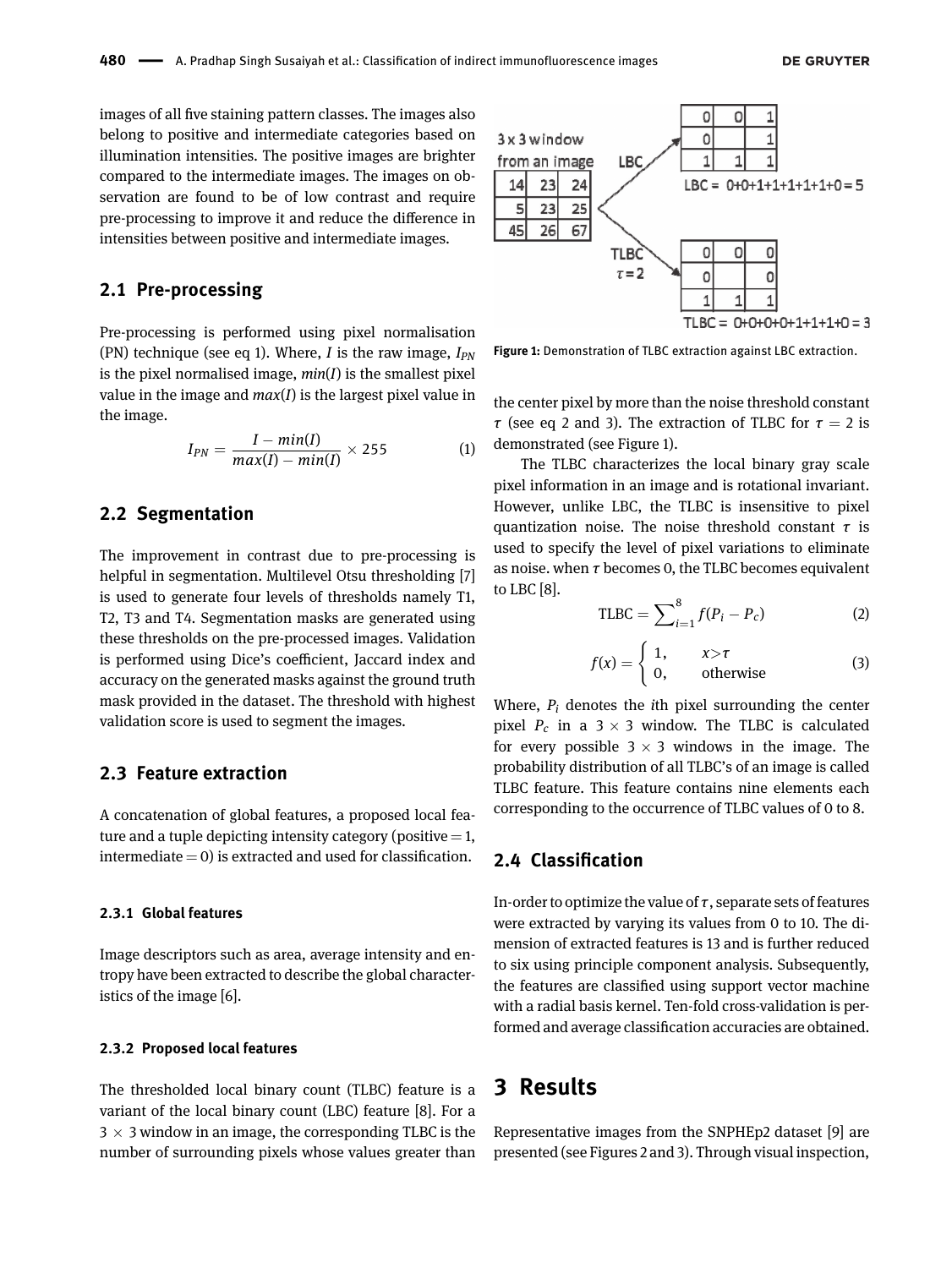images of all five staining pattern classes. The images also belong to positive and intermediate categories based on illumination intensities. The positive images are brighter compared to the intermediate images. The images on observation are found to be of low contrast and require pre-processing to improve it and reduce the difference in intensities between positive and intermediate images.

## 2.1 Pre-processing

Pre-processing is performed using pixel normalisation (PN) technique (see eq 1). Where, $I$ is the raw image, $I_{PN}$ is the pixel normalised image, $min(I)$ is the smallest pixel value in the image and $max(I)$ is the largest pixel value in the image.

$$I_{PN} = \frac{I - min(I)}{max(I) - min(I)} \times 255 \quad (1)$$

## 2.2 Segmentation

The improvement in contrast due to pre-processing is helpful in segmentation. Multilevel Otsu thresholding [7] is used to generate four levels of thresholds namely T1, T2, T3 and T4. Segmentation masks are generated using these thresholds on the pre-processed images. Validation is performed using Dice's coefficient, Jaccard index and accuracy on the generated masks against the ground truth mask provided in the dataset. The threshold with highest validation score is used to segment the images.

## 2.3 Feature extraction

A concatenation of global features, a proposed local feature and a tuple depicting intensity category (positive = 1, intermediate = 0) is extracted and used for classification.

### 2.3.1 Global features

Image descriptors such as area, average intensity and entropy have been extracted to describe the global characteristics of the image [6].

### 2.3.2 Proposed local features

The thresholded local binary count (TLBC) feature is a variant of the local binary count (LBC) feature [8]. For a $3 \times 3$ window in an image, the corresponding TLBC is the number of surrounding pixels whose values greater than the center pixel by more than the noise threshold constant $\tau$ (see eq 2 and 3). The extraction of TLBC for $\tau = 2$ is demonstrated (see Figure 1).

Figure 1: Demonstration of TLBC extraction against LBC extraction.

The TLBC characterizes the local binary gray scale pixel information in an image and is rotational invariant. However, unlike LBC, the TLBC is insensitive to pixel quantization noise. The noise threshold constant $\tau$ is used to specify the level of pixel variations to eliminate as noise. when $\tau$ becomes 0, the TLBC becomes equivalent to LBC [8].

$$\text{TLBC} = \sum_{i=1}^{8} f(P_i - P_c) \quad (2)$$

$$f(x) = \begin{cases} 1, & x > \tau \\ 0, & \text{otherwise} \end{cases} \quad (3)$$

Where, $P_i$ denotes the $i$th pixel surrounding the center pixel $P_c$ in a $3 \times 3$ window. The TLBC is calculated for every possible $3 \times 3$ windows in the image. The probability distribution of all TLBC's of an image is called TLBC feature. This feature contains nine elements each corresponding to the occurrence of TLBC values of 0 to 8.

## 2.4 Classification

In-order to optimize the value of $\tau$, separate sets of features were extracted by varying its values from 0 to 10. The dimension of extracted features is 13 and is further reduced to six using principle component analysis. Subsequently, the features are classified using support vector machine with a radial basis kernel. Ten-fold cross-validation is performed and average classification accuracies are obtained.

# 3 Results

Representative images from the SNPHEp2 dataset [9] are presented (see Figures 2 and 3). Through visual inspection,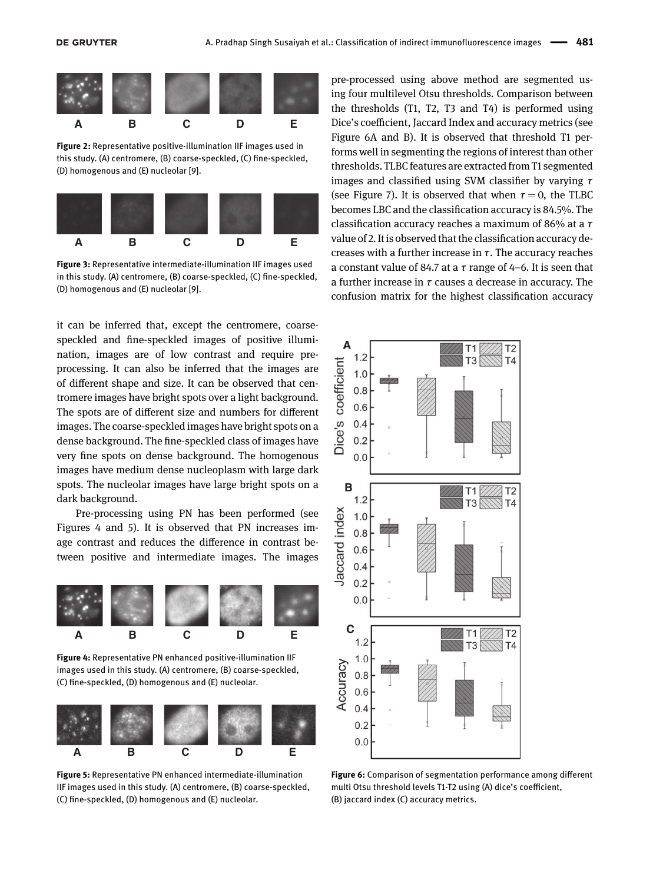**Figure 2:** Representative positive-illumination IIF images used in this study. (A) centromere, (B) coarse-speckled, (C) fine-speckled, (D) homogenous and (E) nucleolar [9].

**Figure 3:** Representative intermediate-illumination IIF images used in this study. (A) centromere, (B) coarse-speckled, (C) fine-speckled, (D) homogenous and (E) nucleolar [9].

it can be inferred that, except the centromere, coarse-speckled and fine-speckled images of positive illumination, images are of low contrast and require pre-processing. It can also be inferred that the images are of different shape and size. It can be observed that centromere images have bright spots over a light background. The spots are of different size and numbers for different images. The coarse-speckled images have bright spots on a dense background. The fine-speckled class of images have very fine spots on dense background. The homogenous images have medium dense nucleoplasm with large dark spots. The nucleolar images have large bright spots on a dark background.

Pre-processing using PN has been performed (see Figures 4 and 5). It is observed that PN increases image contrast and reduces the difference in contrast between positive and intermediate images. The images pre-processed using above method are segmented using four multilevel Otsu thresholds. Comparison between the thresholds (T1, T2, T3 and T4) is performed using Dice's coefficient, Jaccard Index and accuracy metrics (see Figure 6A and B). It is observed that threshold T1 performs well in segmenting the regions of interest than other thresholds. TLBC features are extracted from T1 segmented images and classified using SVM classifier by varying $\tau$ (see Figure 7). It is observed that when $\tau = 0$, the TLBC becomes LBC and the classification accuracy is 84.5%. The classification accuracy reaches a maximum of 86% at a $\tau$ value of 2. It is observed that the classification accuracy decreases with a further increase in $\tau$. The accuracy reaches a constant value of 84.7 at a $\tau$ range of 4–6. It is seen that a further increase in $\tau$ causes a decrease in accuracy. The confusion matrix for the highest classification accuracy

**Figure 4:** Representative PN enhanced positive-illumination IIF images used in this study. (A) centromere, (B) coarse-speckled, (C) fine-speckled, (D) homogenous and (E) nucleolar.

**Figure 5:** Representative PN enhanced intermediate-illumination IIF images used in this study. (A) centromere, (B) coarse-speckled, (C) fine-speckled, (D) homogenous and (E) nucleolar.

**Figure 6:** Comparison of segmentation performance among different multi Otsu threshold levels T1-T2 using (A) dice's coefficient, (B) jaccard index (C) accuracy metrics.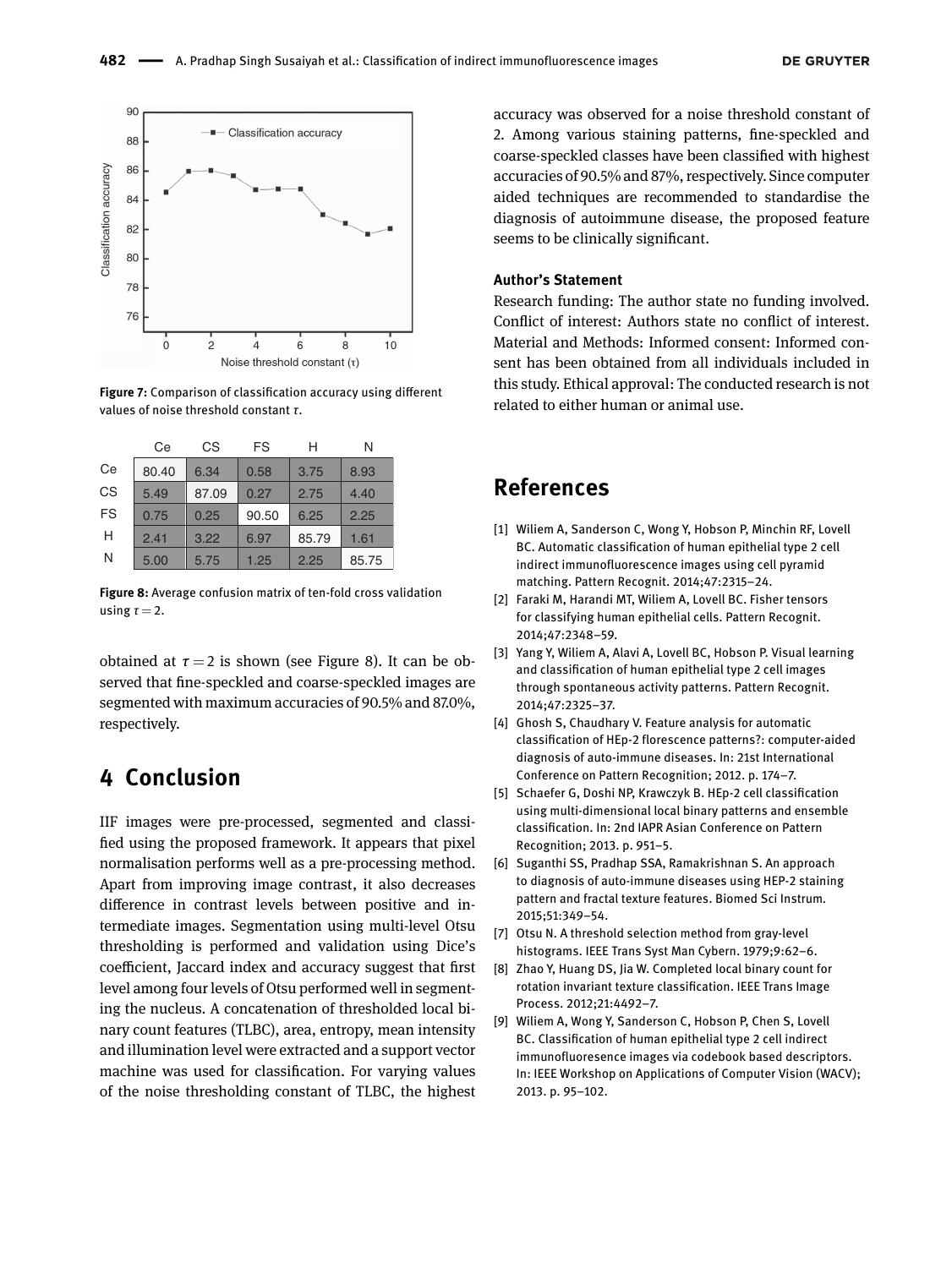90
88
86
84
82
80
78
76

Classification accuracy

Classification accuracy

0 2 4 6 8 10

Noise threshold constant (τ)

**Figure 7:** Comparison of classification accuracy using different values of noise threshold constant $\tau$.

| | Ce | CS | FS | H | N |
|---|---|---|---|---|---|
| Ce | 80.40 | 6.34 | 0.58 | 3.75 | 8.93 |
| CS | 5.49 | 87.09 | 0.27 | 2.75 | 4.40 |
| FS | 0.75 | 0.25 | 90.50 | 6.25 | 2.25 |
| H | 2.41 | 3.22 | 6.97 | 85.79 | 1.61 |
| N | 5.00 | 5.75 | 1.25 | 2.25 | 85.75 |

**Figure 8:** Average confusion matrix of ten-fold cross validation using $\tau = 2$.

obtained at $\tau = 2$ is shown (see Figure 8). It can be observed that fine-speckled and coarse-speckled images are segmented with maximum accuracies of 90.5% and 87.0%, respectively.

## 4 Conclusion

IIF images were pre-processed, segmented and classified using the proposed framework. It appears that pixel normalisation performs well as a pre-processing method. Apart from improving image contrast, it also decreases difference in contrast levels between positive and intermediate images. Segmentation using multi-level Otsu thresholding is performed and validation using Dice's coefficient, Jaccard index and accuracy suggest that first level among four levels of Otsu performed well in segmenting the nucleus. A concatenation of thresholded local binary count features (TLBC), area, entropy, mean intensity and illumination level were extracted and a support vector machine was used for classification. For varying values of the noise thresholding constant of TLBC, the highest accuracy was observed for a noise threshold constant of 2. Among various staining patterns, fine-speckled and coarse-speckled classes have been classified with highest accuracies of 90.5% and 87%, respectively. Since computer aided techniques are recommended to standardise the diagnosis of autoimmune disease, the proposed feature seems to be clinically significant.

**Author's Statement**

Research funding: The author state no funding involved. Conflict of interest: Authors state no conflict of interest. Material and Methods: Informed consent: Informed consent has been obtained from all individuals included in this study. Ethical approval: The conducted research is not related to either human or animal use.

## References

[1] Wiliem A, Sanderson C, Wong Y, Hobson P, Minchin RF, Lovell BC. Automatic classification of human epithelial type 2 cell indirect immunofluorescence images using cell pyramid matching. Pattern Recognit. 2014;47:2315–24.

[2] Faraki M, Harandi MT, Wiliem A, Lovell BC. Fisher tensors for classifying human epithelial cells. Pattern Recognit. 2014;47:2348–59.

[3] Yang Y, Wiliem A, Alavi A, Lovell BC, Hobson P. Visual learning and classification of human epithelial type 2 cell images through spontaneous activity patterns. Pattern Recognit. 2014;47:2325–37.

[4] Ghosh S, Chaudhary V. Feature analysis for automatic classification of HEp-2 florescence patterns?: computer-aided diagnosis of auto-immune diseases. In: 21st International Conference on Pattern Recognition; 2012. p. 174–7.

[5] Schaefer G, Doshi NP, Krawczyk B. HEp-2 cell classification using multi-dimensional local binary patterns and ensemble classification. In: 2nd IAPR Asian Conference on Pattern Recognition; 2013. p. 951–5.

[6] Suganthi SS, Pradhap SSA, Ramakrishnan S. An approach to diagnosis of auto-immune diseases using HEP-2 staining pattern and fractal texture features. Biomed Sci Instrum. 2015;51:349–54.

[7] Otsu N. A threshold selection method from gray-level histograms. IEEE Trans Syst Man Cybern. 1979;9:62–6.

[8] Zhao Y, Huang DS, Jia W. Completed local binary count for rotation invariant texture classification. IEEE Trans Image Process. 2012;21:4492–7.

[9] Wiliem A, Wong Y, Sanderson C, Hobson P, Chen S, Lovell BC. Classification of human epithelial type 2 cell indirect immunofluoresence images via codebook based descriptors. In: IEEE Workshop on Applications of Computer Vision (WACV); 2013. p. 95–102.